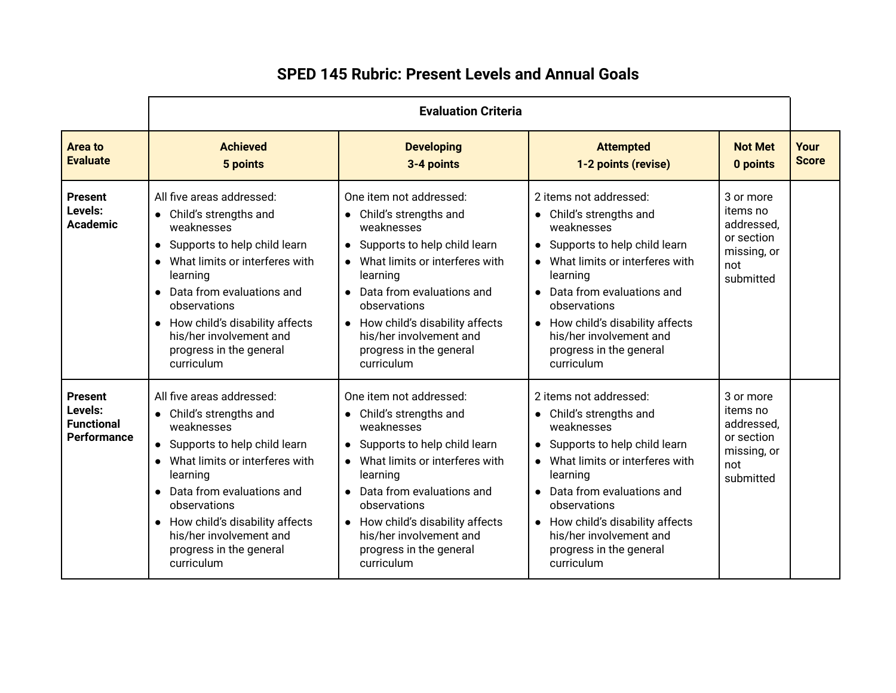# SPED 145 Rubric: Present Levels and Annual Goals

| | Evaluation Criteria | | | | |
|---|---|---|---|---|---|
| **Area to Evaluate** | **Achieved**<br>**5 points** | **Developing**<br>**3-4 points** | **Attempted**<br>**1-2 points (revise)** | **Not Met**<br>**0 points** | **Your Score** |
| **Present Levels: Academic** | All five areas addressed:<br>● Child's strengths and weaknesses<br>● Supports to help child learn<br>● What limits or interferes with learning<br>● Data from evaluations and observations<br>● How child's disability affects his/her involvement and progress in the general curriculum | One item not addressed:<br>● Child's strengths and weaknesses<br>● Supports to help child learn<br>● What limits or interferes with learning<br>● Data from evaluations and observations<br>● How child's disability affects his/her involvement and progress in the general curriculum | 2 items not addressed:<br>● Child's strengths and weaknesses<br>● Supports to help child learn<br>● What limits or interferes with learning<br>● Data from evaluations and observations<br>● How child's disability affects his/her involvement and progress in the general curriculum | 3 or more items no addressed, or section missing, or not submitted | |
| **Present Levels: Functional Performance** | All five areas addressed:<br>● Child's strengths and weaknesses<br>● Supports to help child learn<br>● What limits or interferes with learning<br>● Data from evaluations and observations<br>● How child's disability affects his/her involvement and progress in the general curriculum | One item not addressed:<br>● Child's strengths and weaknesses<br>● Supports to help child learn<br>● What limits or interferes with learning<br>● Data from evaluations and observations<br>● How child's disability affects his/her involvement and progress in the general curriculum | 2 items not addressed:<br>● Child's strengths and weaknesses<br>● Supports to help child learn<br>● What limits or interferes with learning<br>● Data from evaluations and observations<br>● How child's disability affects his/her involvement and progress in the general curriculum | 3 or more items no addressed, or section missing, or not submitted | |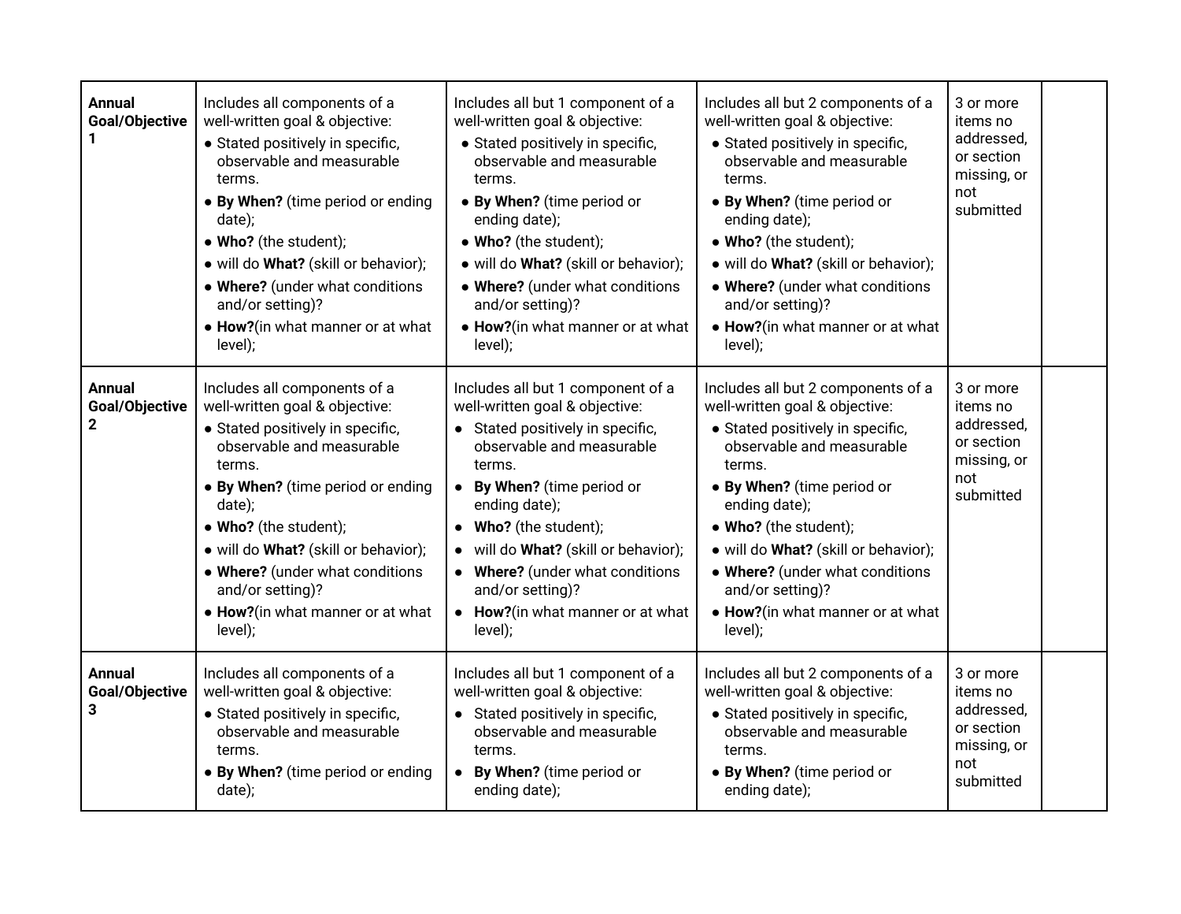| Annual Goal/Objective 1 | Includes all components of a well-written goal & objective:<br>• Stated positively in specific, observable and measurable terms.<br>• **By When?** (time period or ending date);<br>• **Who?** (the student);<br>• will do **What?** (skill or behavior);<br>• **Where?** (under what conditions and/or setting)?<br>• **How?**(in what manner or at what level); | Includes all but 1 component of a well-written goal & objective:<br>• Stated positively in specific, observable and measurable terms.<br>• **By When?** (time period or ending date);<br>• **Who?** (the student);<br>• will do **What?** (skill or behavior);<br>• **Where?** (under what conditions and/or setting)?<br>• **How?**(in what manner or at what level); | Includes all but 2 components of a well-written goal & objective:<br>• Stated positively in specific, observable and measurable terms.<br>• **By When?** (time period or ending date);<br>• **Who?** (the student);<br>• will do **What?** (skill or behavior);<br>• **Where?** (under what conditions and/or setting)?<br>• **How?**(in what manner or at what level); | 3 or more items no addressed, or section missing, or not submitted | |
|---|---|---|---|---|---|
| **Annual Goal/Objective 2** | Includes all components of a well-written goal & objective:<br>• Stated positively in specific, observable and measurable terms.<br>• **By When?** (time period or ending date);<br>• **Who?** (the student);<br>• will do **What?** (skill or behavior);<br>• **Where?** (under what conditions and/or setting)?<br>• **How?**(in what manner or at what level); | Includes all but 1 component of a well-written goal & objective:<br>• Stated positively in specific, observable and measurable terms.<br>• **By When?** (time period or ending date);<br>• **Who?** (the student);<br>• will do **What?** (skill or behavior);<br>• **Where?** (under what conditions and/or setting)?<br>• **How?**(in what manner or at what level); | Includes all but 2 components of a well-written goal & objective:<br>• Stated positively in specific, observable and measurable terms.<br>• **By When?** (time period or ending date);<br>• **Who?** (the student);<br>• will do **What?** (skill or behavior);<br>• **Where?** (under what conditions and/or setting)?<br>• **How?**(in what manner or at what level); | 3 or more items no addressed, or section missing, or not submitted | |
| **Annual Goal/Objective 3** | Includes all components of a well-written goal & objective:<br>• Stated positively in specific, observable and measurable terms.<br>• **By When?** (time period or ending date); | Includes all but 1 component of a well-written goal & objective:<br>• Stated positively in specific, observable and measurable terms.<br>• **By When?** (time period or ending date); | Includes all but 2 components of a well-written goal & objective:<br>• Stated positively in specific, observable and measurable terms.<br>• **By When?** (time period or ending date); | 3 or more items no addressed, or section missing, or not submitted | |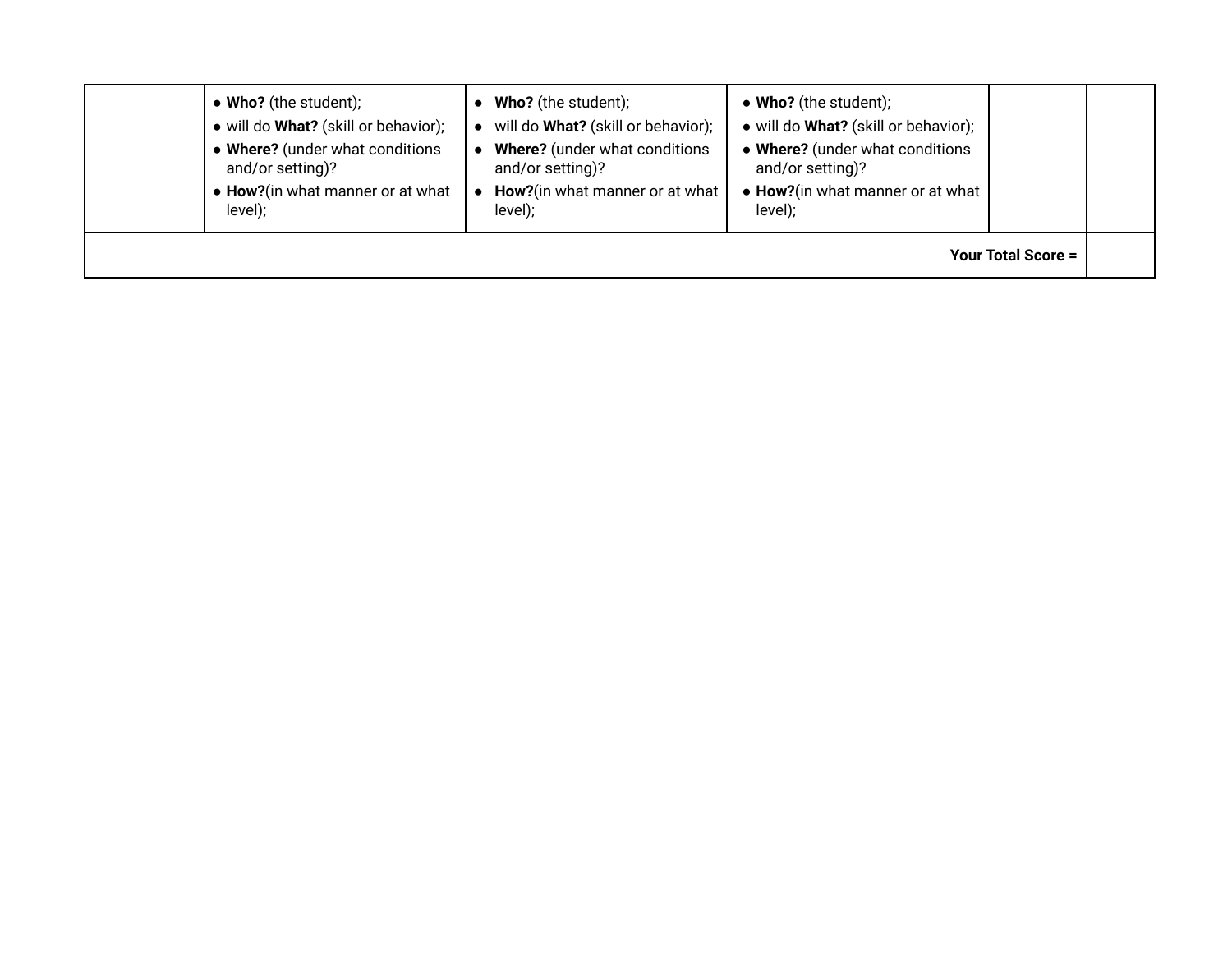| | | | | | |
|---|---|---|---|---|---|
| | • **Who?** (the student);<br>• will do **What?** (skill or behavior);<br>• **Where?** (under what conditions and/or setting)?<br>• **How?**(in what manner or at what level); | • **Who?** (the student);<br>• will do **What?** (skill or behavior);<br>• **Where?** (under what conditions and/or setting)?<br>• **How?**(in what manner or at what level); | • **Who?** (the student);<br>• will do **What?** (skill or behavior);<br>• **Where?** (under what conditions and/or setting)?<br>• **How?**(in what manner or at what level); | | |
| | | | | **Your Total Score =** | |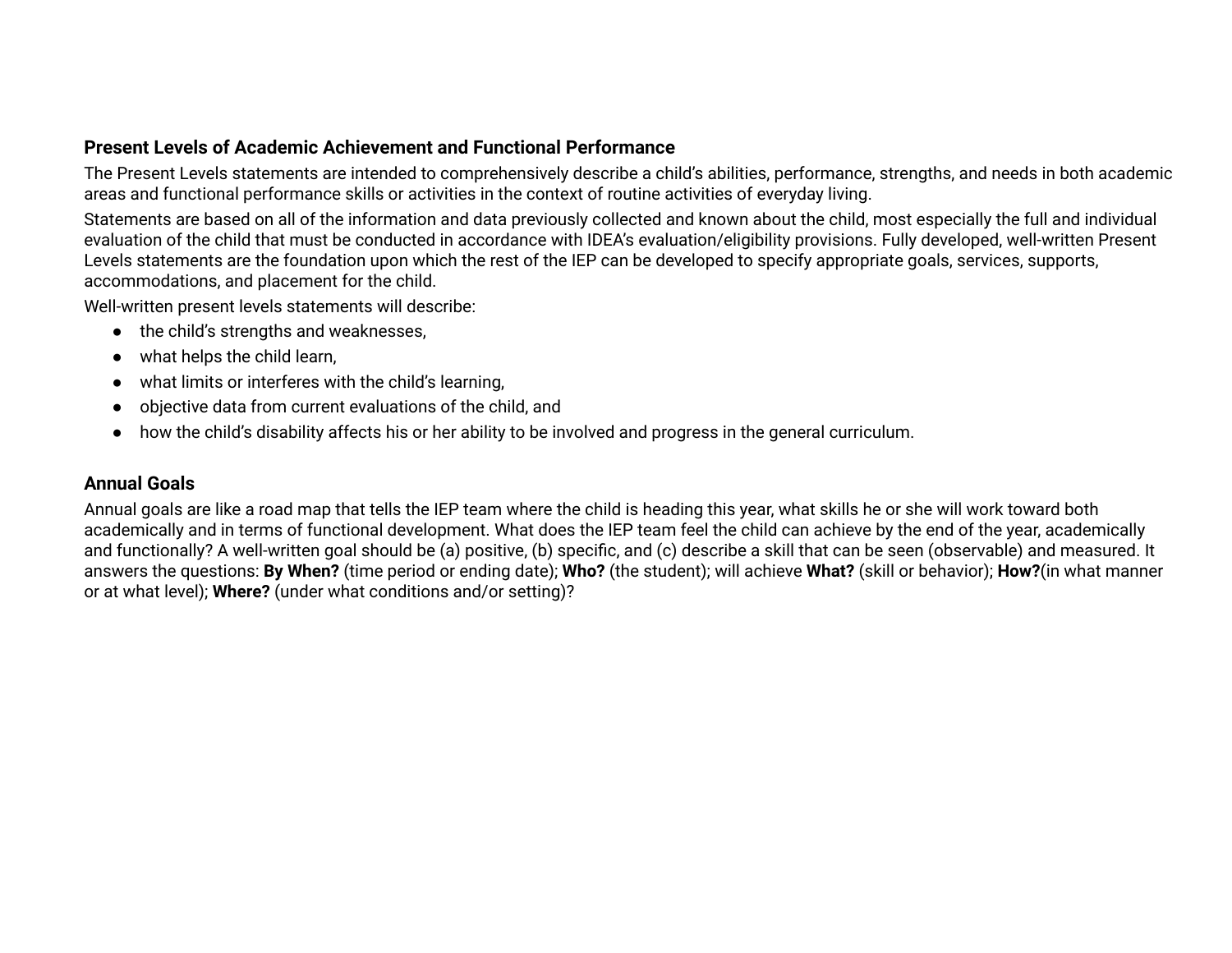**Present Levels of Academic Achievement and Functional Performance**

The Present Levels statements are intended to comprehensively describe a child's abilities, performance, strengths, and needs in both academic areas and functional performance skills or activities in the context of routine activities of everyday living.

Statements are based on all of the information and data previously collected and known about the child, most especially the full and individual evaluation of the child that must be conducted in accordance with IDEA's evaluation/eligibility provisions. Fully developed, well-written Present Levels statements are the foundation upon which the rest of the IEP can be developed to specify appropriate goals, services, supports, accommodations, and placement for the child.

Well-written present levels statements will describe:

- the child's strengths and weaknesses,
- what helps the child learn,
- what limits or interferes with the child's learning,
- objective data from current evaluations of the child, and
- how the child's disability affects his or her ability to be involved and progress in the general curriculum.

**Annual Goals**

Annual goals are like a road map that tells the IEP team where the child is heading this year, what skills he or she will work toward both academically and in terms of functional development. What does the IEP team feel the child can achieve by the end of the year, academically and functionally? A well-written goal should be (a) positive, (b) specific, and (c) describe a skill that can be seen (observable) and measured. It answers the questions: **By When?** (time period or ending date); **Who?** (the student); will achieve **What?** (skill or behavior); **How?**(in what manner or at what level); **Where?** (under what conditions and/or setting)?